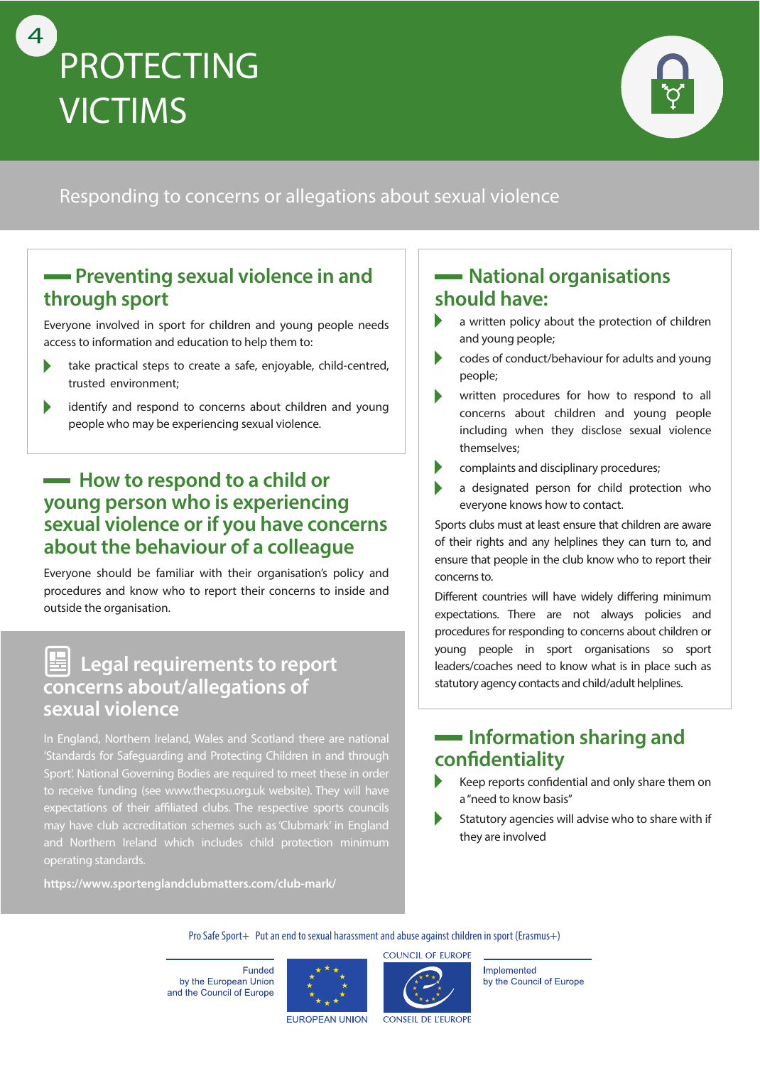# 4 PROTECTING VICTIMS

Responding to concerns or allegations about sexual violence

## Preventing sexual violence in and through sport

Everyone involved in sport for children and young people needs access to information and education to help them to:

- take practical steps to create a safe, enjoyable, child-centred, trusted environment;
- identify and respond to concerns about children and young people who may be experiencing sexual violence.

## How to respond to a child or young person who is experiencing sexual violence or if you have concerns about the behaviour of a colleague

Everyone should be familiar with their organisation's policy and procedures and know who to report their concerns to inside and outside the organisation.

## Legal requirements to report concerns about/allegations of sexual violence

In England, Northern Ireland, Wales and Scotland there are national 'Standards for Safeguarding and Protecting Children in and through Sport'. National Governing Bodies are required to meet these in order to receive funding (see www.thecpsu.org.uk website). They will have expectations of their affiliated clubs. The respective sports councils may have club accreditation schemes such as 'Clubmark' in England and Northern Ireland which includes child protection minimum operating standards.

**https://www.sportenglandclubmatters.com/club-mark/**

## National organisations should have:

- a written policy about the protection of children and young people;
- codes of conduct/behaviour for adults and young people;
- written procedures for how to respond to all concerns about children and young people including when they disclose sexual violence themselves;
- complaints and disciplinary procedures;
- a designated person for child protection who everyone knows how to contact.

Sports clubs must at least ensure that children are aware of their rights and any helplines they can turn to, and ensure that people in the club know who to report their concerns to.

Different countries will have widely differing minimum expectations. There are not always policies and procedures for responding to concerns about children or young people in sport organisations so sport leaders/coaches need to know what is in place such as statutory agency contacts and child/adult helplines.

## Information sharing and confidentiality

- Keep reports confidential and only share them on a "need to know basis"
- Statutory agencies will advise who to share with if they are involved

Pro Safe Sport+ Put an end to sexual harassment and abuse against children in sport (Erasmus+)

Funded by the European Union and the Council of Europe

EUROPEAN UNION

COUNCIL OF EUROPE / CONSEIL DE L'EUROPE

Implemented by the Council of Europe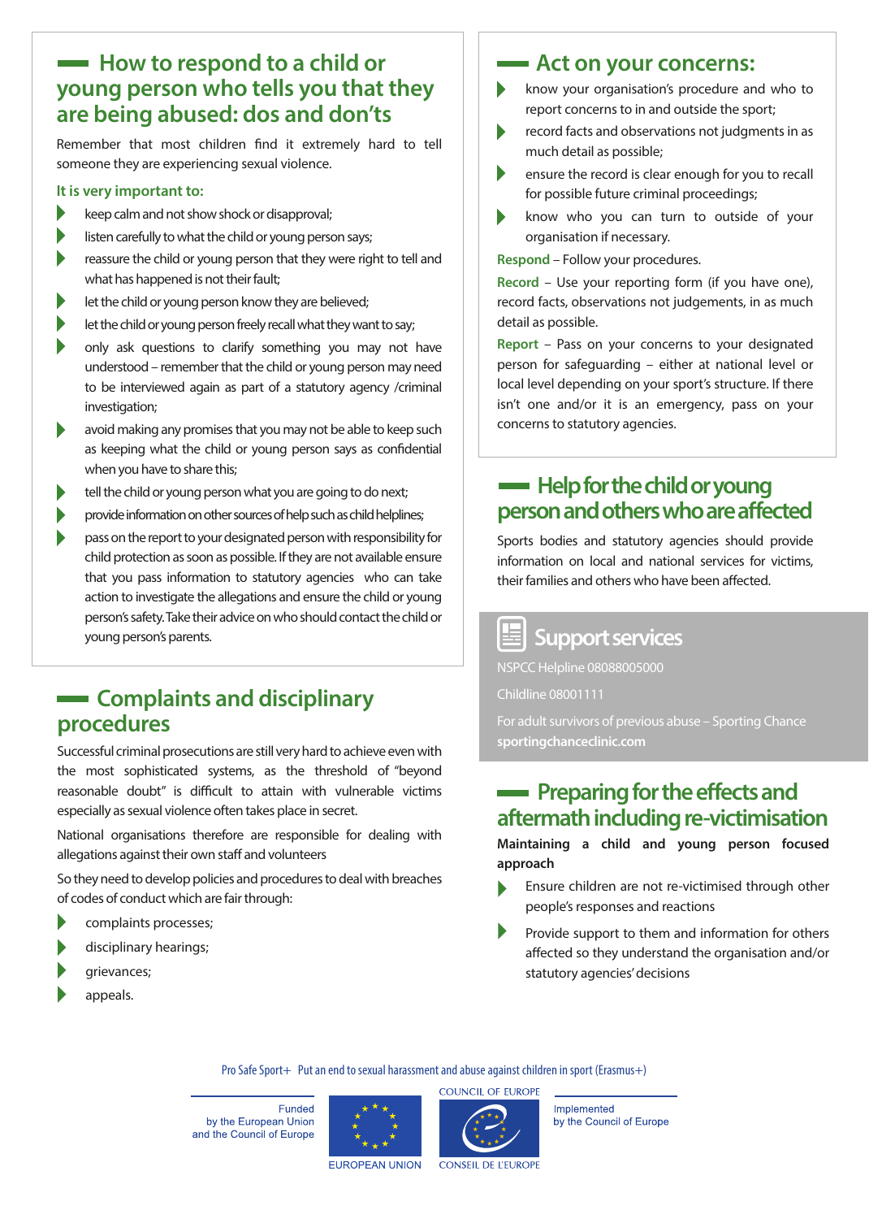## How to respond to a child or young person who tells you that they are being abused: dos and don'ts

Remember that most children find it extremely hard to tell someone they are experiencing sexual violence.

**It is very important to:**

- keep calm and not show shock or disapproval;
- listen carefully to what the child or young person says;
- reassure the child or young person that they were right to tell and what has happened is not their fault;
- let the child or young person know they are believed;
- let the child or young person freely recall what they want to say;
- only ask questions to clarify something you may not have understood – remember that the child or young person may need to be interviewed again as part of a statutory agency /criminal investigation;
- avoid making any promises that you may not be able to keep such as keeping what the child or young person says as confidential when you have to share this;
- tell the child or young person what you are going to do next;
- provide information on other sources of help such as child helplines;
- pass on the report to your designated person with responsibility for child protection as soon as possible. If they are not available ensure that you pass information to statutory agencies who can take action to investigate the allegations and ensure the child or young person's safety. Take their advice on who should contact the child or young person's parents.

## Complaints and disciplinary procedures

Successful criminal prosecutions are still very hard to achieve even with the most sophisticated systems, as the threshold of "beyond reasonable doubt" is difficult to attain with vulnerable victims especially as sexual violence often takes place in secret.

National organisations therefore are responsible for dealing with allegations against their own staff and volunteers

So they need to develop policies and procedures to deal with breaches of codes of conduct which are fair through:

- complaints processes;
- disciplinary hearings;
- grievances;
- appeals.

## Act on your concerns:

- know your organisation's procedure and who to report concerns to in and outside the sport;
- record facts and observations not judgments in as much detail as possible;
- ensure the record is clear enough for you to recall for possible future criminal proceedings;
- know who you can turn to outside of your organisation if necessary.

**Respond** – Follow your procedures.

**Record** – Use your reporting form (if you have one), record facts, observations not judgements, in as much detail as possible.

**Report** – Pass on your concerns to your designated person for safeguarding – either at national level or local level depending on your sport's structure. If there isn't one and/or it is an emergency, pass on your concerns to statutory agencies.

## Help for the child or young person and others who are affected

Sports bodies and statutory agencies should provide information on local and national services for victims, their families and others who have been affected.

## Support services

NSPCC Helpline 08088005000

Childline 08001111

For adult survivors of previous abuse – Sporting Chance
**sportingchanceclinic.com**

## Preparing for the effects and aftermath including re-victimisation

**Maintaining a child and young person focused approach**

- Ensure children are not re-victimised through other people's responses and reactions
- Provide support to them and information for others affected so they understand the organisation and/or statutory agencies' decisions

Pro Safe Sport+ Put an end to sexual harassment and abuse against children in sport (Erasmus+)

Funded by the European Union and the Council of Europe

EUROPEAN UNION

COUNCIL OF EUROPE
CONSEIL DE L'EUROPE

Implemented by the Council of Europe